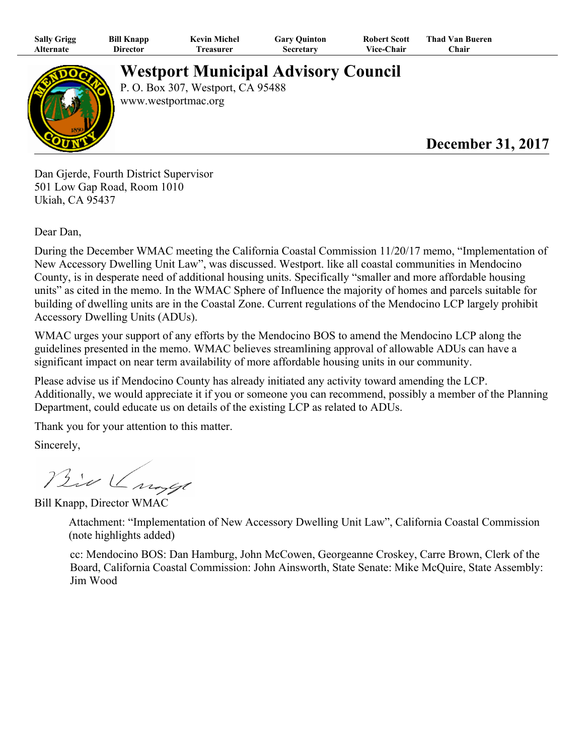| Sally Grigg | Bill Knapp | Kevin Michel | Gary Quinton | Robert Scott | Thad Van Bueren |
|---|---|---|---|---|---|
| Alternate | Director | Treasurer | Secretary | Vice-Chair | Chair |

# Westport Municipal Advisory Council

P. O. Box 307, Westport, CA 95488
www.westportmac.org

**December 31, 2017**

Dan Gjerde, Fourth District Supervisor
501 Low Gap Road, Room 1010
Ukiah, CA 95437

Dear Dan,

During the December WMAC meeting the California Coastal Commission 11/20/17 memo, "Implementation of New Accessory Dwelling Unit Law", was discussed. Westport. like all coastal communities in Mendocino County, is in desperate need of additional housing units. Specifically "smaller and more affordable housing units" as cited in the memo. In the WMAC Sphere of Influence the majority of homes and parcels suitable for building of dwelling units are in the Coastal Zone. Current regulations of the Mendocino LCP largely prohibit Accessory Dwelling Units (ADUs).

WMAC urges your support of any efforts by the Mendocino BOS to amend the Mendocino LCP along the guidelines presented in the memo. WMAC believes streamlining approval of allowable ADUs can have a significant impact on near term availability of more affordable housing units in our community.

Please advise us if Mendocino County has already initiated any activity toward amending the LCP. Additionally, we would appreciate it if you or someone you can recommend, possibly a member of the Planning Department, could educate us on details of the existing LCP as related to ADUs.

Thank you for your attention to this matter.

Sincerely,

Bill Knapp, Director WMAC

Attachment: "Implementation of New Accessory Dwelling Unit Law", California Coastal Commission (note highlights added)

cc: Mendocino BOS: Dan Hamburg, John McCowen, Georgeanne Croskey, Carre Brown, Clerk of the Board, California Coastal Commission: John Ainsworth, State Senate: Mike McQuire, State Assembly: Jim Wood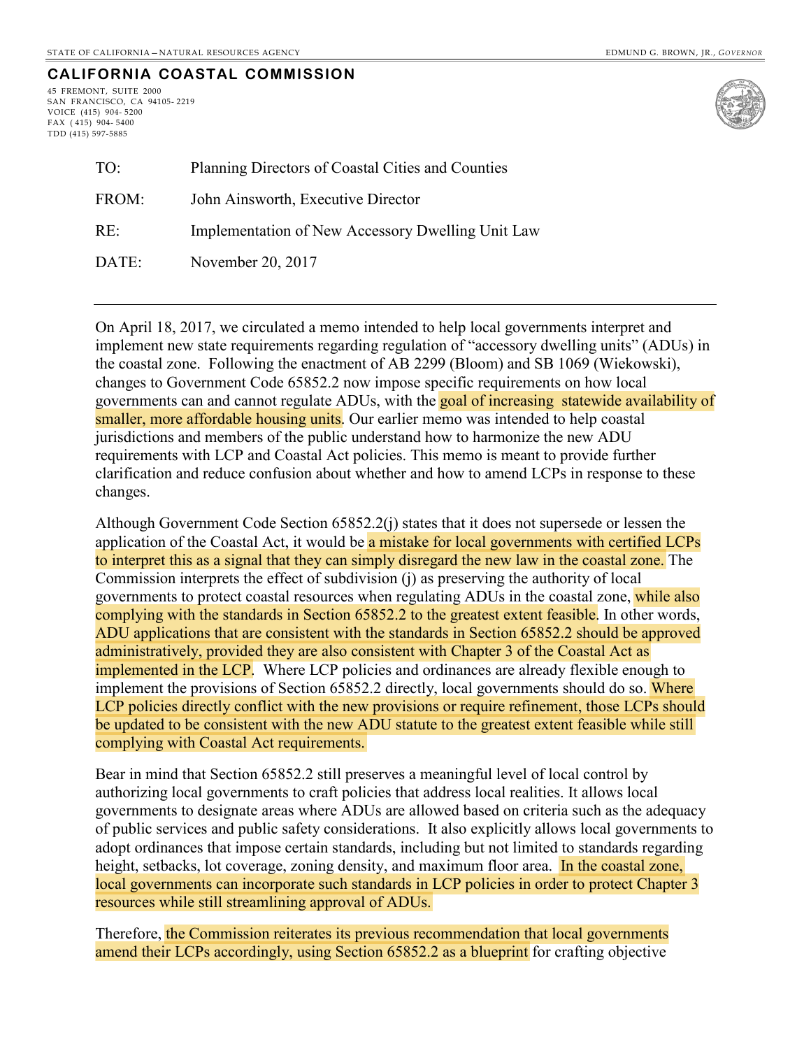STATE OF CALIFORNIA – NATURAL RESOURCES AGENCY

EDMUND G. BROWN, JR., *GOVERNOR*

**CALIFORNIA COASTAL COMMISSION**

45 FREMONT, SUITE 2000
SAN FRANCISCO, CA 94105-2219
VOICE (415) 904-5200
FAX (415) 904-5400
TDD (415) 597-5885

| | |
|---|---|
| TO: | Planning Directors of Coastal Cities and Counties |
| FROM: | John Ainsworth, Executive Director |
| RE: | Implementation of New Accessory Dwelling Unit Law |
| DATE: | November 20, 2017 |

---

On April 18, 2017, we circulated a memo intended to help local governments interpret and implement new state requirements regarding regulation of "accessory dwelling units" (ADUs) in the coastal zone. Following the enactment of AB 2299 (Bloom) and SB 1069 (Wiekowski), changes to Government Code 65852.2 now impose specific requirements on how local governments can and cannot regulate ADUs, with the goal of increasing statewide availability of smaller, more affordable housing units. Our earlier memo was intended to help coastal jurisdictions and members of the public understand how to harmonize the new ADU requirements with LCP and Coastal Act policies. This memo is meant to provide further clarification and reduce confusion about whether and how to amend LCPs in response to these changes.

Although Government Code Section 65852.2(j) states that it does not supersede or lessen the application of the Coastal Act, it would be a mistake for local governments with certified LCPs to interpret this as a signal that they can simply disregard the new law in the coastal zone. The Commission interprets the effect of subdivision (j) as preserving the authority of local governments to protect coastal resources when regulating ADUs in the coastal zone, while also complying with the standards in Section 65852.2 to the greatest extent feasible. In other words, ADU applications that are consistent with the standards in Section 65852.2 should be approved administratively, provided they are also consistent with Chapter 3 of the Coastal Act as implemented in the LCP. Where LCP policies and ordinances are already flexible enough to implement the provisions of Section 65852.2 directly, local governments should do so. Where LCP policies directly conflict with the new provisions or require refinement, those LCPs should be updated to be consistent with the new ADU statute to the greatest extent feasible while still complying with Coastal Act requirements.

Bear in mind that Section 65852.2 still preserves a meaningful level of local control by authorizing local governments to craft policies that address local realities. It allows local governments to designate areas where ADUs are allowed based on criteria such as the adequacy of public services and public safety considerations. It also explicitly allows local governments to adopt ordinances that impose certain standards, including but not limited to standards regarding height, setbacks, lot coverage, zoning density, and maximum floor area. In the coastal zone, local governments can incorporate such standards in LCP policies in order to protect Chapter 3 resources while still streamlining approval of ADUs.

Therefore, the Commission reiterates its previous recommendation that local governments amend their LCPs accordingly, using Section 65852.2 as a blueprint for crafting objective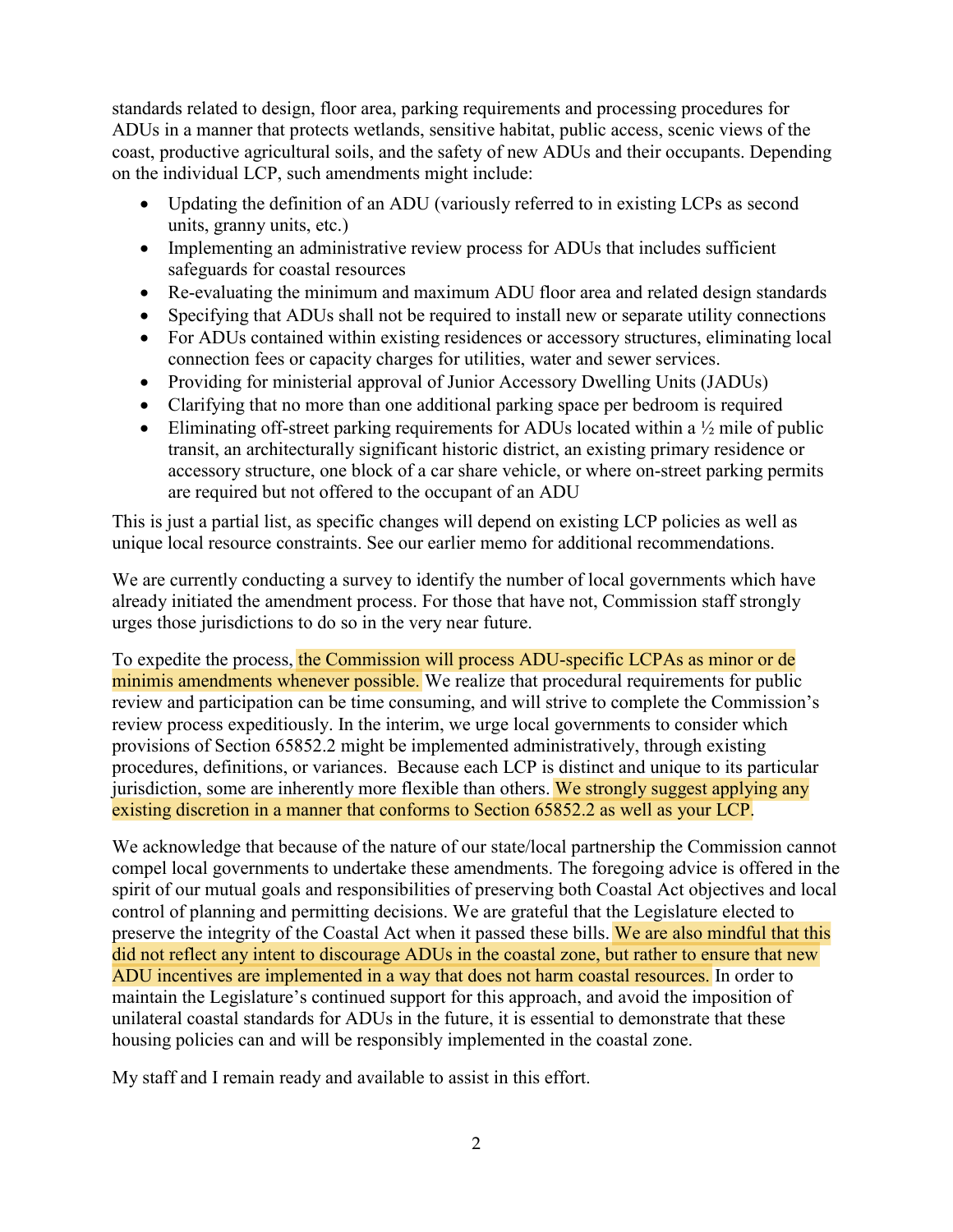standards related to design, floor area, parking requirements and processing procedures for ADUs in a manner that protects wetlands, sensitive habitat, public access, scenic views of the coast, productive agricultural soils, and the safety of new ADUs and their occupants. Depending on the individual LCP, such amendments might include:

- Updating the definition of an ADU (variously referred to in existing LCPs as second units, granny units, etc.)
- Implementing an administrative review process for ADUs that includes sufficient safeguards for coastal resources
- Re-evaluating the minimum and maximum ADU floor area and related design standards
- Specifying that ADUs shall not be required to install new or separate utility connections
- For ADUs contained within existing residences or accessory structures, eliminating local connection fees or capacity charges for utilities, water and sewer services.
- Providing for ministerial approval of Junior Accessory Dwelling Units (JADUs)
- Clarifying that no more than one additional parking space per bedroom is required
- Eliminating off-street parking requirements for ADUs located within a ½ mile of public transit, an architecturally significant historic district, an existing primary residence or accessory structure, one block of a car share vehicle, or where on-street parking permits are required but not offered to the occupant of an ADU

This is just a partial list, as specific changes will depend on existing LCP policies as well as unique local resource constraints. See our earlier memo for additional recommendations.

We are currently conducting a survey to identify the number of local governments which have already initiated the amendment process. For those that have not, Commission staff strongly urges those jurisdictions to do so in the very near future.

To expedite the process, the Commission will process ADU-specific LCPAs as minor or de minimis amendments whenever possible. We realize that procedural requirements for public review and participation can be time consuming, and will strive to complete the Commission's review process expeditiously. In the interim, we urge local governments to consider which provisions of Section 65852.2 might be implemented administratively, through existing procedures, definitions, or variances. Because each LCP is distinct and unique to its particular jurisdiction, some are inherently more flexible than others. We strongly suggest applying any existing discretion in a manner that conforms to Section 65852.2 as well as your LCP.

We acknowledge that because of the nature of our state/local partnership the Commission cannot compel local governments to undertake these amendments. The foregoing advice is offered in the spirit of our mutual goals and responsibilities of preserving both Coastal Act objectives and local control of planning and permitting decisions. We are grateful that the Legislature elected to preserve the integrity of the Coastal Act when it passed these bills. We are also mindful that this did not reflect any intent to discourage ADUs in the coastal zone, but rather to ensure that new ADU incentives are implemented in a way that does not harm coastal resources. In order to maintain the Legislature's continued support for this approach, and avoid the imposition of unilateral coastal standards for ADUs in the future, it is essential to demonstrate that these housing policies can and will be responsibly implemented in the coastal zone.

My staff and I remain ready and available to assist in this effort.